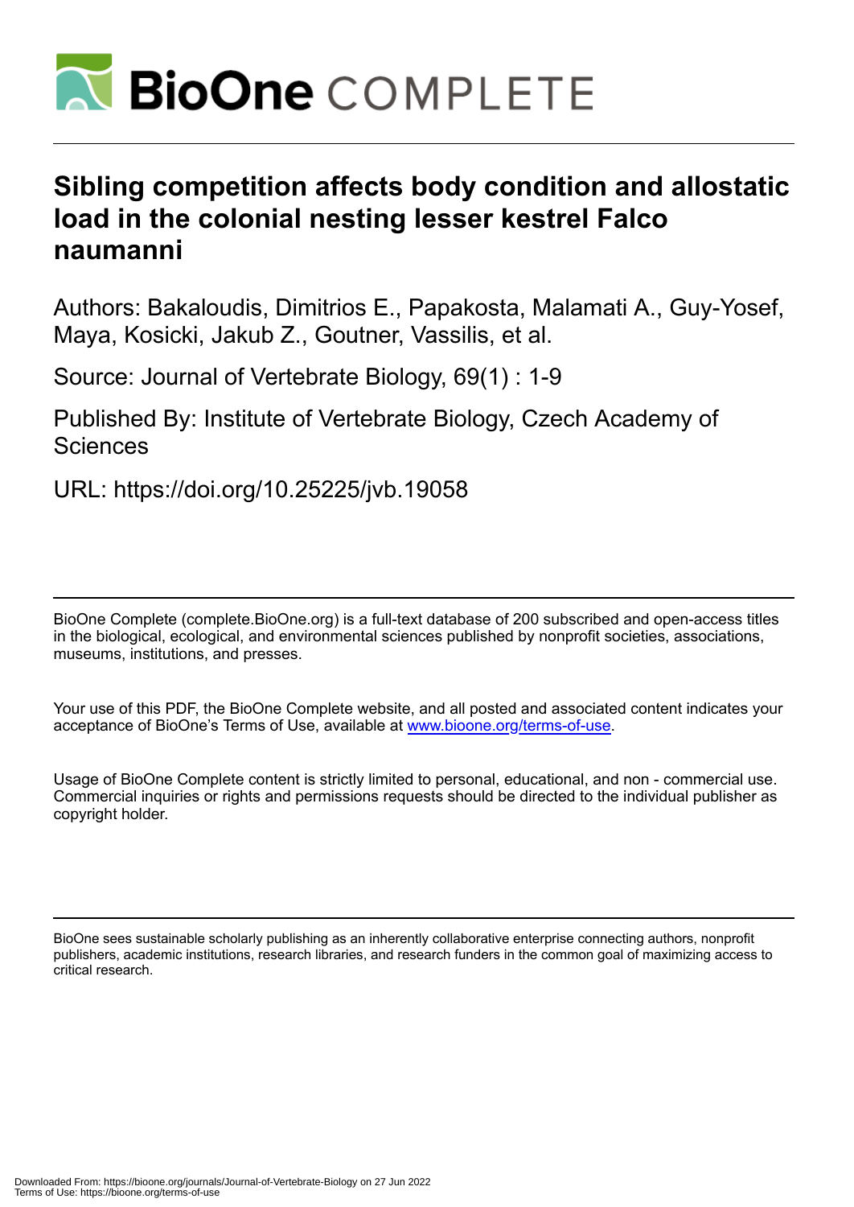# BioOne COMPLETE

## Sibling competition affects body condition and allostatic load in the colonial nesting lesser kestrel Falco naumanni

Authors: Bakaloudis, Dimitrios E., Papakosta, Malamati A., Guy-Yosef, Maya, Kosicki, Jakub Z., Goutner, Vassilis, et al.

Source: Journal of Vertebrate Biology, 69(1) : 1-9

Published By: Institute of Vertebrate Biology, Czech Academy of Sciences

URL: https://doi.org/10.25225/jvb.19058

---

BioOne Complete (complete.BioOne.org) is a full-text database of 200 subscribed and open-access titles in the biological, ecological, and environmental sciences published by nonprofit societies, associations, museums, institutions, and presses.

Your use of this PDF, the BioOne Complete website, and all posted and associated content indicates your acceptance of BioOne's Terms of Use, available at www.bioone.org/terms-of-use.

Usage of BioOne Complete content is strictly limited to personal, educational, and non - commercial use. Commercial inquiries or rights and permissions requests should be directed to the individual publisher as copyright holder.

---

BioOne sees sustainable scholarly publishing as an inherently collaborative enterprise connecting authors, nonprofit publishers, academic institutions, research libraries, and research funders in the common goal of maximizing access to critical research.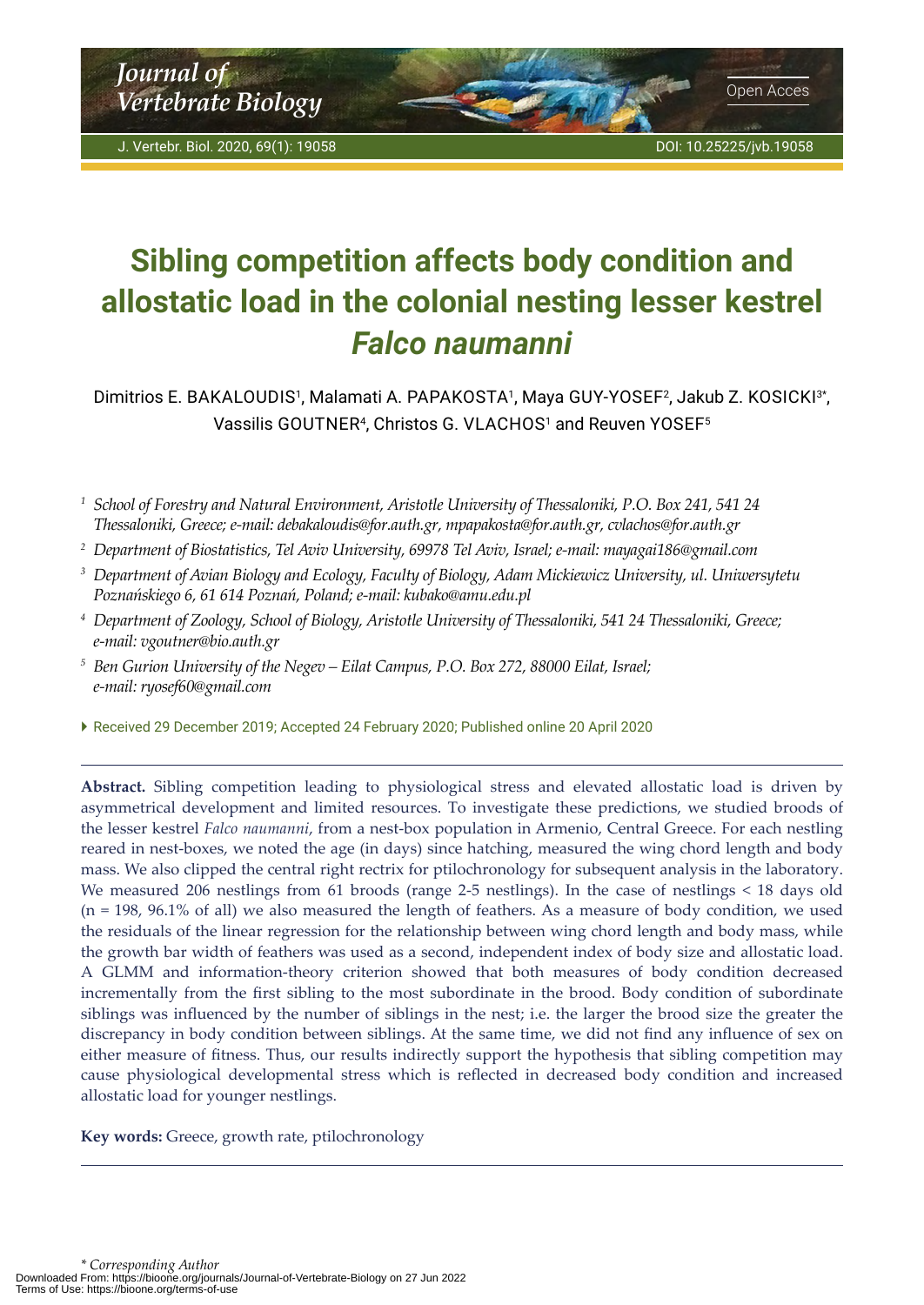# Sibling competition affects body condition and allostatic load in the colonial nesting lesser kestrel *Falco naumanni*

Dimitrios E. BAKALOUDIS[1], Malamati A. PAPAKOSTA[1], Maya GUY-YOSEF[2], Jakub Z. KOSICKI[3*], Vassilis GOUTNER[4], Christos G. VLACHOS[1] and Reuven YOSEF[5]

[1] *School of Forestry and Natural Environment, Aristotle University of Thessaloniki, P.O. Box 241, 541 24 Thessaloniki, Greece; e-mail: debakaloudis@for.auth.gr, mpapakosta@for.auth.gr, cvlachos@for.auth.gr*

[2] *Department of Biostatistics, Tel Aviv University, 69978 Tel Aviv, Israel; e-mail: mayagai186@gmail.com*

[3] *Department of Avian Biology and Ecology, Faculty of Biology, Adam Mickiewicz University, ul. Uniwersytetu Poznańskiego 6, 61 614 Poznań, Poland; e-mail: kubako@amu.edu.pl*

[4] *Department of Zoology, School of Biology, Aristotle University of Thessaloniki, 541 24 Thessaloniki, Greece; e-mail: vgoutner@bio.auth.gr*

[5] *Ben Gurion University of the Negev – Eilat Campus, P.O. Box 272, 88000 Eilat, Israel; e-mail: ryosef60@gmail.com*

Received 29 December 2019; Accepted 24 February 2020; Published online 20 April 2020

**Abstract.** Sibling competition leading to physiological stress and elevated allostatic load is driven by asymmetrical development and limited resources. To investigate these predictions, we studied broods of the lesser kestrel *Falco naumanni*, from a nest-box population in Armenio, Central Greece. For each nestling reared in nest-boxes, we noted the age (in days) since hatching, measured the wing chord length and body mass. We also clipped the central right rectrix for ptilochronology for subsequent analysis in the laboratory. We measured 206 nestlings from 61 broods (range 2-5 nestlings). In the case of nestlings < 18 days old (n = 198, 96.1% of all) we also measured the length of feathers. As a measure of body condition, we used the residuals of the linear regression for the relationship between wing chord length and body mass, while the growth bar width of feathers was used as a second, independent index of body size and allostatic load. A GLMM and information-theory criterion showed that both measures of body condition decreased incrementally from the first sibling to the most subordinate in the brood. Body condition of subordinate siblings was influenced by the number of siblings in the nest; i.e. the larger the brood size the greater the discrepancy in body condition between siblings. At the same time, we did not find any influence of sex on either measure of fitness. Thus, our results indirectly support the hypothesis that sibling competition may cause physiological developmental stress which is reflected in decreased body condition and increased allostatic load for younger nestlings.

**Key words:** Greece, growth rate, ptilochronology

\* *Corresponding Author*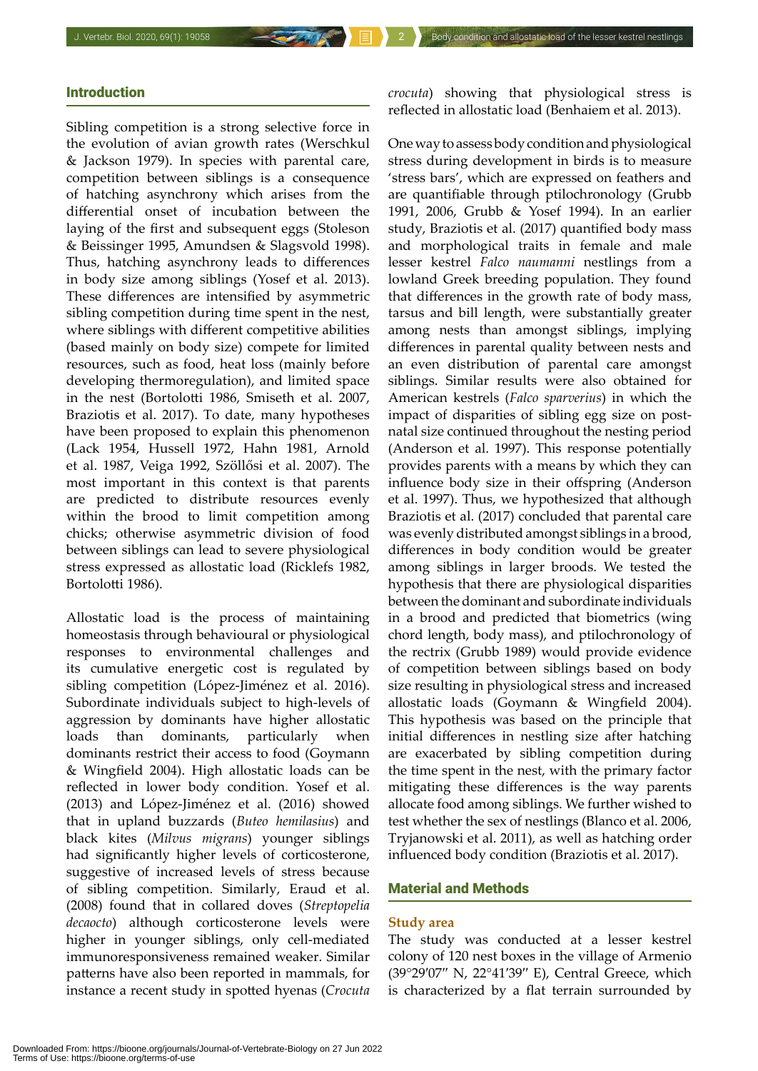## Introduction

Sibling competition is a strong selective force in the evolution of avian growth rates (Werschkul & Jackson 1979). In species with parental care, competition between siblings is a consequence of hatching asynchrony which arises from the differential onset of incubation between the laying of the first and subsequent eggs (Stoleson & Beissinger 1995, Amundsen & Slagsvold 1998). Thus, hatching asynchrony leads to differences in body size among siblings (Yosef et al. 2013). These differences are intensified by asymmetric sibling competition during time spent in the nest, where siblings with different competitive abilities (based mainly on body size) compete for limited resources, such as food, heat loss (mainly before developing thermoregulation), and limited space in the nest (Bortolotti 1986, Smiseth et al. 2007, Braziotis et al. 2017). To date, many hypotheses have been proposed to explain this phenomenon (Lack 1954, Hussell 1972, Hahn 1981, Arnold et al. 1987, Veiga 1992, Szöllősi et al. 2007). The most important in this context is that parents are predicted to distribute resources evenly within the brood to limit competition among chicks; otherwise asymmetric division of food between siblings can lead to severe physiological stress expressed as allostatic load (Ricklefs 1982, Bortolotti 1986).

Allostatic load is the process of maintaining homeostasis through behavioural or physiological responses to environmental challenges and its cumulative energetic cost is regulated by sibling competition (López-Jiménez et al. 2016). Subordinate individuals subject to high-levels of aggression by dominants have higher allostatic loads than dominants, particularly when dominants restrict their access to food (Goymann & Wingfield 2004). High allostatic loads can be reflected in lower body condition. Yosef et al. (2013) and López-Jiménez et al. (2016) showed that in upland buzzards (*Buteo hemilasius*) and black kites (*Milvus migrans*) younger siblings had significantly higher levels of corticosterone, suggestive of increased levels of stress because of sibling competition. Similarly, Eraud et al. (2008) found that in collared doves (*Streptopelia decaocto*) although corticosterone levels were higher in younger siblings, only cell-mediated immunoresponsiveness remained weaker. Similar patterns have also been reported in mammals, for instance a recent study in spotted hyenas (*Crocuta crocuta*) showing that physiological stress is reflected in allostatic load (Benhaiem et al. 2013).

One way to assess body condition and physiological stress during development in birds is to measure 'stress bars', which are expressed on feathers and are quantifiable through ptilochronology (Grubb 1991, 2006, Grubb & Yosef 1994). In an earlier study, Braziotis et al. (2017) quantified body mass and morphological traits in female and male lesser kestrel *Falco naumanni* nestlings from a lowland Greek breeding population. They found that differences in the growth rate of body mass, tarsus and bill length, were substantially greater among nests than amongst siblings, implying differences in parental quality between nests and an even distribution of parental care amongst siblings. Similar results were also obtained for American kestrels (*Falco sparverius*) in which the impact of disparities of sibling egg size on post-natal size continued throughout the nesting period (Anderson et al. 1997). This response potentially provides parents with a means by which they can influence body size in their offspring (Anderson et al. 1997). Thus, we hypothesized that although Braziotis et al. (2017) concluded that parental care was evenly distributed amongst siblings in a brood, differences in body condition would be greater among siblings in larger broods. We tested the hypothesis that there are physiological disparities between the dominant and subordinate individuals in a brood and predicted that biometrics (wing chord length, body mass), and ptilochronology of the rectrix (Grubb 1989) would provide evidence of competition between siblings based on body size resulting in physiological stress and increased allostatic loads (Goymann & Wingfield 2004). This hypothesis was based on the principle that initial differences in nestling size after hatching are exacerbated by sibling competition during the time spent in the nest, with the primary factor mitigating these differences is the way parents allocate food among siblings. We further wished to test whether the sex of nestlings (Blanco et al. 2006, Tryjanowski et al. 2011), as well as hatching order influenced body condition (Braziotis et al. 2017).

## Material and Methods

### Study area

The study was conducted at a lesser kestrel colony of 120 nest boxes in the village of Armenio (39°29′07″ N, 22°41′39″ E), Central Greece, which is characterized by a flat terrain surrounded by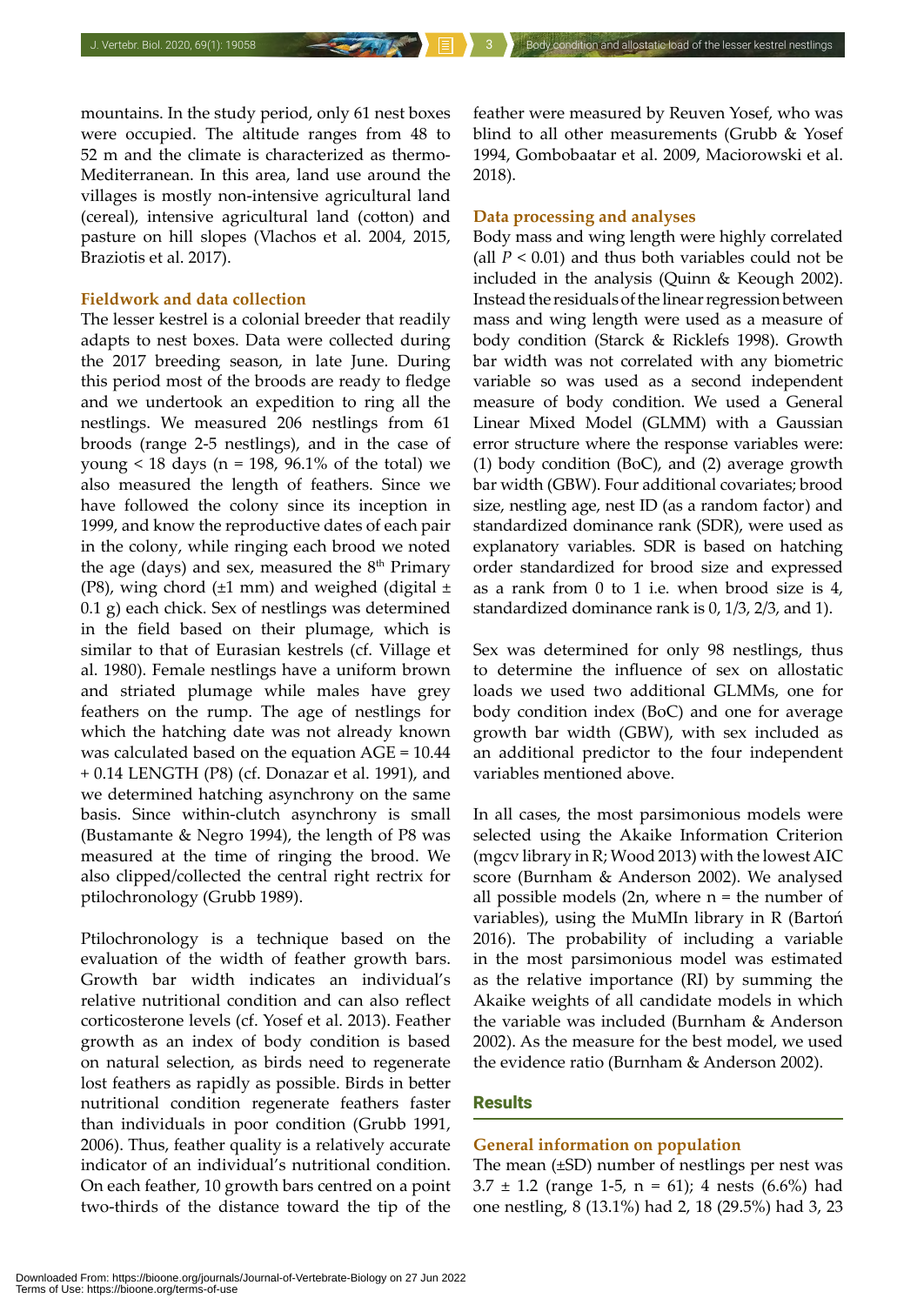mountains. In the study period, only 61 nest boxes were occupied. The altitude ranges from 48 to 52 m and the climate is characterized as thermo-Mediterranean. In this area, land use around the villages is mostly non-intensive agricultural land (cereal), intensive agricultural land (cotton) and pasture on hill slopes (Vlachos et al. 2004, 2015, Braziotis et al. 2017).

### Fieldwork and data collection

The lesser kestrel is a colonial breeder that readily adapts to nest boxes. Data were collected during the 2017 breeding season, in late June. During this period most of the broods are ready to fledge and we undertook an expedition to ring all the nestlings. We measured 206 nestlings from 61 broods (range 2-5 nestlings), and in the case of young < 18 days (n = 198, 96.1% of the total) we also measured the length of feathers. Since we have followed the colony since its inception in 1999, and know the reproductive dates of each pair in the colony, while ringing each brood we noted the age (days) and sex, measured the 8$^{th}$ Primary (P8), wing chord (±1 mm) and weighed (digital ± 0.1 g) each chick. Sex of nestlings was determined in the field based on their plumage, which is similar to that of Eurasian kestrels (cf. Village et al. 1980). Female nestlings have a uniform brown and striated plumage while males have grey feathers on the rump. The age of nestlings for which the hatching date was not already known was calculated based on the equation AGE = 10.44 + 0.14 LENGTH (P8) (cf. Donazar et al. 1991), and we determined hatching asynchrony on the same basis. Since within-clutch asynchrony is small (Bustamante & Negro 1994), the length of P8 was measured at the time of ringing the brood. We also clipped/collected the central right rectrix for ptilochronology (Grubb 1989).

Ptilochronology is a technique based on the evaluation of the width of feather growth bars. Growth bar width indicates an individual's relative nutritional condition and can also reflect corticosterone levels (cf. Yosef et al. 2013). Feather growth as an index of body condition is based on natural selection, as birds need to regenerate lost feathers as rapidly as possible. Birds in better nutritional condition regenerate feathers faster than individuals in poor condition (Grubb 1991, 2006). Thus, feather quality is a relatively accurate indicator of an individual's nutritional condition. On each feather, 10 growth bars centred on a point two-thirds of the distance toward the tip of the feather were measured by Reuven Yosef, who was blind to all other measurements (Grubb & Yosef 1994, Gombobaatar et al. 2009, Maciorowski et al. 2018).

### Data processing and analyses

Body mass and wing length were highly correlated (all $P < 0.01$) and thus both variables could not be included in the analysis (Quinn & Keough 2002). Instead the residuals of the linear regression between mass and wing length were used as a measure of body condition (Starck & Ricklefs 1998). Growth bar width was not correlated with any biometric variable so was used as a second independent measure of body condition. We used a General Linear Mixed Model (GLMM) with a Gaussian error structure where the response variables were: (1) body condition (BoC), and (2) average growth bar width (GBW). Four additional covariates; brood size, nestling age, nest ID (as a random factor) and standardized dominance rank (SDR), were used as explanatory variables. SDR is based on hatching order standardized for brood size and expressed as a rank from 0 to 1 i.e. when brood size is 4, standardized dominance rank is 0, 1/3, 2/3, and 1).

Sex was determined for only 98 nestlings, thus to determine the influence of sex on allostatic loads we used two additional GLMMs, one for body condition index (BoC) and one for average growth bar width (GBW), with sex included as an additional predictor to the four independent variables mentioned above.

In all cases, the most parsimonious models were selected using the Akaike Information Criterion (mgcv library in R; Wood 2013) with the lowest AIC score (Burnham & Anderson 2002). We analysed all possible models (2n, where n = the number of variables), using the MuMIn library in R (Bartoń 2016). The probability of including a variable in the most parsimonious model was estimated as the relative importance (RI) by summing the Akaike weights of all candidate models in which the variable was included (Burnham & Anderson 2002). As the measure for the best model, we used the evidence ratio (Burnham & Anderson 2002).

## Results

### General information on population

The mean (±SD) number of nestlings per nest was 3.7 ± 1.2 (range 1-5, n = 61); 4 nests (6.6%) had one nestling, 8 (13.1%) had 2, 18 (29.5%) had 3, 23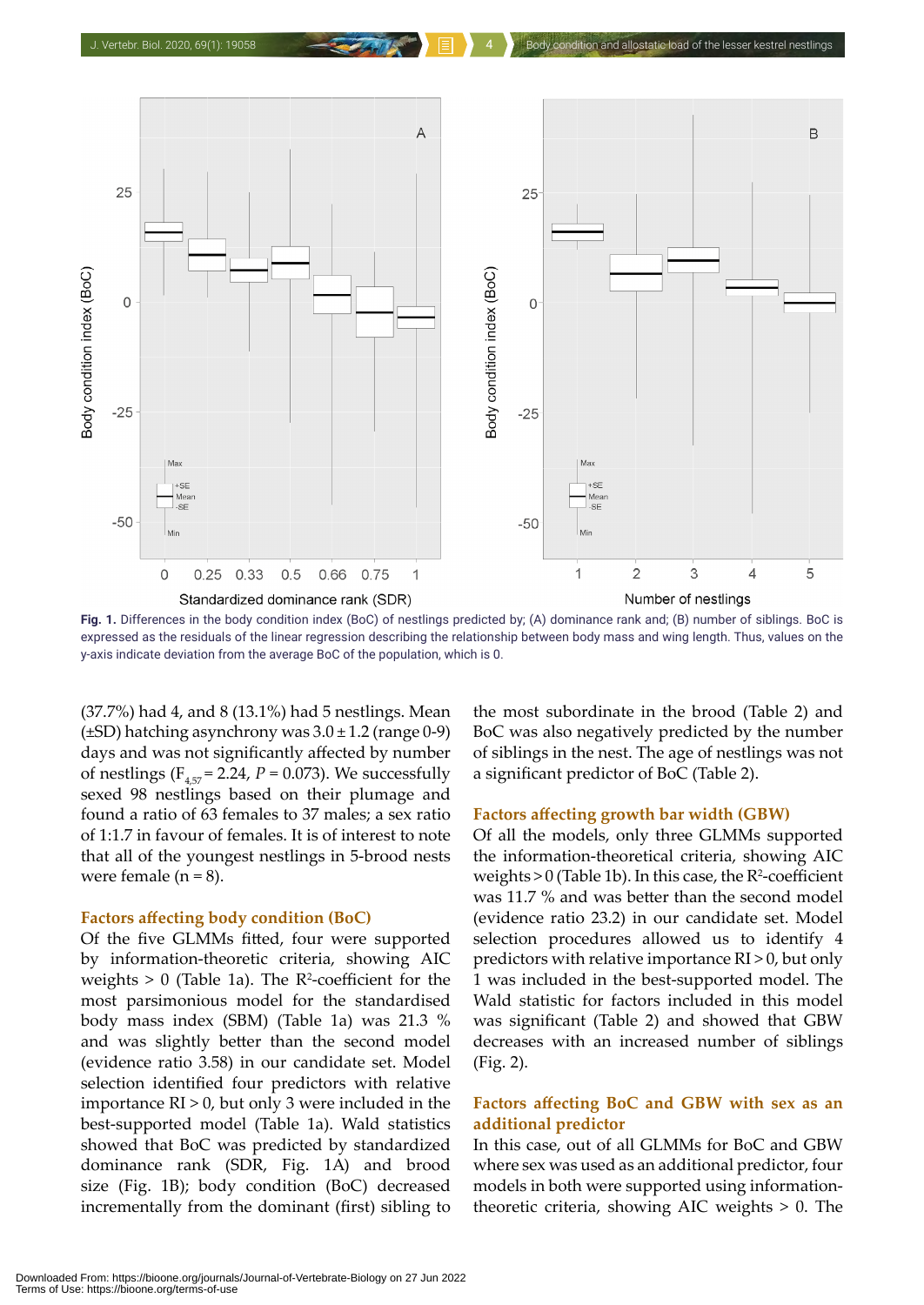Fig. 1. Differences in the body condition index (BoC) of nestlings predicted by; (A) dominance rank and; (B) number of siblings. BoC is expressed as the residuals of the linear regression describing the relationship between body mass and wing length. Thus, values on the y-axis indicate deviation from the average BoC of the population, which is 0.

(37.7%) had 4, and 8 (13.1%) had 5 nestlings. Mean (±SD) hatching asynchrony was 3.0 ± 1.2 (range 0-9) days and was not significantly affected by number of nestlings ($F_{4,57}$ = 2.24, $P$ = 0.073). We successfully sexed 98 nestlings based on their plumage and found a ratio of 63 females to 37 males; a sex ratio of 1:1.7 in favour of females. It is of interest to note that all of the youngest nestlings in 5-brood nests were female (n = 8).

## Factors affecting body condition (BoC)

Of the five GLMMs fitted, four were supported by information-theoretic criteria, showing AIC weights > 0 (Table 1a). The $R^2$-coefficient for the most parsimonious model for the standardised body mass index (SBM) (Table 1a) was 21.3 % and was slightly better than the second model (evidence ratio 3.58) in our candidate set. Model selection identified four predictors with relative importance RI > 0, but only 3 were included in the best-supported model (Table 1a). Wald statistics showed that BoC was predicted by standardized dominance rank (SDR, Fig. 1A) and brood size (Fig. 1B); body condition (BoC) decreased incrementally from the dominant (first) sibling to the most subordinate in the brood (Table 2) and BoC was also negatively predicted by the number of siblings in the nest. The age of nestlings was not a significant predictor of BoC (Table 2).

## Factors affecting growth bar width (GBW)

Of all the models, only three GLMMs supported the information-theoretical criteria, showing AIC weights > 0 (Table 1b). In this case, the $R^2$-coefficient was 11.7 % and was better than the second model (evidence ratio 23.2) in our candidate set. Model selection procedures allowed us to identify 4 predictors with relative importance RI > 0, but only 1 was included in the best-supported model. The Wald statistic for factors included in this model was significant (Table 2) and showed that GBW decreases with an increased number of siblings (Fig. 2).

## Factors affecting BoC and GBW with sex as an additional predictor

In this case, out of all GLMMs for BoC and GBW where sex was used as an additional predictor, four models in both were supported using information-theoretic criteria, showing AIC weights > 0. The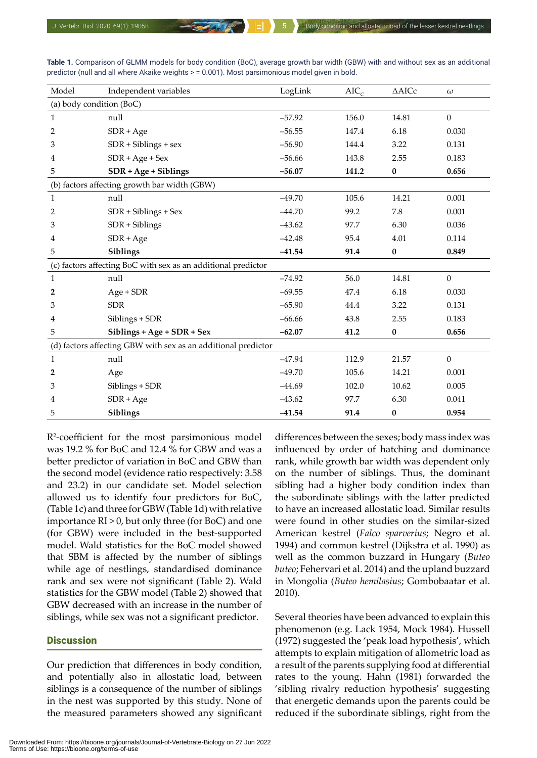**Table 1.** Comparison of GLMM models for body condition (BoC), average growth bar width (GBW) with and without sex as an additional predictor (null and all where Akaike weights > = 0.001). Most parsimonious model given in bold.

| Model | Independent variables | LogLink | $AIC_c$ | ΔAICc | ω |
|---|---|---|---|---|---|
| (a) body condition (BoC) | | | | | |
| 1 | null | –57.92 | 156.0 | 14.81 | 0 |
| 2 | SDR + Age | –56.55 | 147.4 | 6.18 | 0.030 |
| 3 | SDR + Siblings + sex | –56.90 | 144.4 | 3.22 | 0.131 |
| 4 | SDR + Age + Sex | –56.66 | 143.8 | 2.55 | 0.183 |
| 5 | **SDR + Age + Siblings** | **–56.07** | **141.2** | **0** | **0.656** |
| (b) factors affecting growth bar width (GBW) | | | | | |
| 1 | null | –49.70 | 105.6 | 14.21 | 0.001 |
| 2 | SDR + Siblings + Sex | –44.70 | 99.2 | 7.8 | 0.001 |
| 3 | SDR + Siblings | –43.62 | 97.7 | 6.30 | 0.036 |
| 4 | SDR + Age | –42.48 | 95.4 | 4.01 | 0.114 |
| 5 | **Siblings** | **–41.54** | **91.4** | **0** | **0.849** |
| (c) factors affecting BoC with sex as an additional predictor | | | | | |
| 1 | null | –74.92 | 56.0 | 14.81 | 0 |
| **2** | Age + SDR | –69.55 | 47.4 | 6.18 | 0.030 |
| 3 | SDR | –65.90 | 44.4 | 3.22 | 0.131 |
| 4 | Siblings + SDR | –66.66 | 43.8 | 2.55 | 0.183 |
| 5 | **Siblings + Age + SDR + Sex** | **–62.07** | **41.2** | **0** | **0.656** |
| (d) factors affecting GBW with sex as an additional predictor | | | | | |
| 1 | null | –47.94 | 112.9 | 21.57 | 0 |
| **2** | Age | –49.70 | 105.6 | 14.21 | 0.001 |
| 3 | Siblings + SDR | –44.69 | 102.0 | 10.62 | 0.005 |
| 4 | SDR + Age | –43.62 | 97.7 | 6.30 | 0.041 |
| 5 | **Siblings** | **–41.54** | **91.4** | **0** | **0.954** |

$R^2$-coefficient for the most parsimonious model was 19.2 % for BoC and 12.4 % for GBW and was a better predictor of variation in BoC and GBW than the second model (evidence ratio respectively: 3.58 and 23.2) in our candidate set. Model selection allowed us to identify four predictors for BoC, (Table 1c) and three for GBW (Table 1d) with relative importance RI > 0, but only three (for BoC) and one (for GBW) were included in the best-supported model. Wald statistics for the BoC model showed that SBM is affected by the number of siblings while age of nestlings, standardised dominance rank and sex were not significant (Table 2). Wald statistics for the GBW model (Table 2) showed that GBW decreased with an increase in the number of siblings, while sex was not a significant predictor.

## Discussion

Our prediction that differences in body condition, and potentially also in allostatic load, between siblings is a consequence of the number of siblings in the nest was supported by this study. None of the measured parameters showed any significant differences between the sexes; body mass index was influenced by order of hatching and dominance rank, while growth bar width was dependent only on the number of siblings. Thus, the dominant sibling had a higher body condition index than the subordinate siblings with the latter predicted to have an increased allostatic load. Similar results were found in other studies on the similar-sized American kestrel (*Falco sparverius*; Negro et al. 1994) and common kestrel (Dijkstra et al. 1990) as well as the common buzzard in Hungary (*Buteo buteo*; Fehervari et al. 2014) and the upland buzzard in Mongolia (*Buteo hemilasius*; Gombobaatar et al. 2010).

Several theories have been advanced to explain this phenomenon (e.g. Lack 1954, Mock 1984). Hussell (1972) suggested the 'peak load hypothesis', which attempts to explain mitigation of allometric load as a result of the parents supplying food at differential rates to the young. Hahn (1981) forwarded the 'sibling rivalry reduction hypothesis' suggesting that energetic demands upon the parents could be reduced if the subordinate siblings, right from the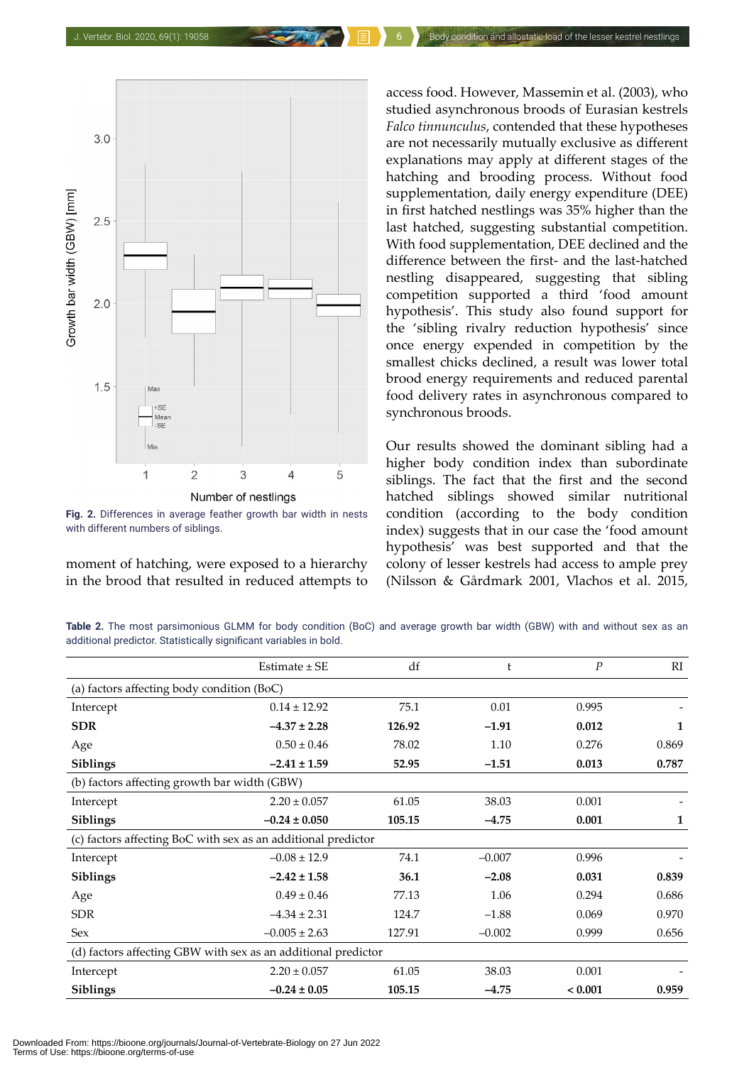Fig. 2. Differences in average feather growth bar width in nests with different numbers of siblings.

moment of hatching, were exposed to a hierarchy in the brood that resulted in reduced attempts to access food. However, Massemin et al. (2003), who studied asynchronous broods of Eurasian kestrels *Falco tinnunculus*, contended that these hypotheses are not necessarily mutually exclusive as different explanations may apply at different stages of the hatching and brooding process. Without food supplementation, daily energy expenditure (DEE) in first hatched nestlings was 35% higher than the last hatched, suggesting substantial competition. With food supplementation, DEE declined and the difference between the first- and the last-hatched nestling disappeared, suggesting that sibling competition supported a third 'food amount hypothesis'. This study also found support for the 'sibling rivalry reduction hypothesis' since once energy expended in competition by the smallest chicks declined, a result was lower total brood energy requirements and reduced parental food delivery rates in asynchronous compared to synchronous broods.

Our results showed the dominant sibling had a higher body condition index than subordinate siblings. The fact that the first and the second hatched siblings showed similar nutritional condition (according to the body condition index) suggests that in our case the 'food amount hypothesis' was best supported and that the colony of lesser kestrels had access to ample prey (Nilsson & Gårdmark 2001, Vlachos et al. 2015,

**Table 2.** The most parsimonious GLMM for body condition (BoC) and average growth bar width (GBW) with and without sex as an additional predictor. Statistically significant variables in bold.

| | Estimate ± SE | df | t | *P* | RI |
|---|---|---|---|---|---|
| (a) factors affecting body condition (BoC) | | | | | |
| Intercept | 0.14 ± 12.92 | 75.1 | 0.01 | 0.995 | - |
| **SDR** | **–4.37 ± 2.28** | **126.92** | **–1.91** | **0.012** | **1** |
| Age | 0.50 ± 0.46 | 78.02 | 1.10 | 0.276 | 0.869 |
| **Siblings** | **–2.41 ± 1.59** | **52.95** | **–1.51** | **0.013** | **0.787** |
| (b) factors affecting growth bar width (GBW) | | | | | |
| Intercept | 2.20 ± 0.057 | 61.05 | 38.03 | 0.001 | - |
| **Siblings** | **–0.24 ± 0.050** | **105.15** | **–4.75** | **0.001** | **1** |
| (c) factors affecting BoC with sex as an additional predictor | | | | | |
| Intercept | –0.08 ± 12.9 | 74.1 | –0.007 | 0.996 | - |
| **Siblings** | **–2.42 ± 1.58** | **36.1** | **–2.08** | **0.031** | **0.839** |
| Age | 0.49 ± 0.46 | 77.13 | 1.06 | 0.294 | 0.686 |
| SDR | –4.34 ± 2.31 | 124.7 | –1.88 | 0.069 | 0.970 |
| Sex | –0.005 ± 2.63 | 127.91 | –0.002 | 0.999 | 0.656 |
| (d) factors affecting GBW with sex as an additional predictor | | | | | |
| Intercept | 2.20 ± 0.057 | 61.05 | 38.03 | 0.001 | - |
| **Siblings** | **–0.24 ± 0.05** | **105.15** | **–4.75** | **< 0.001** | **0.959** |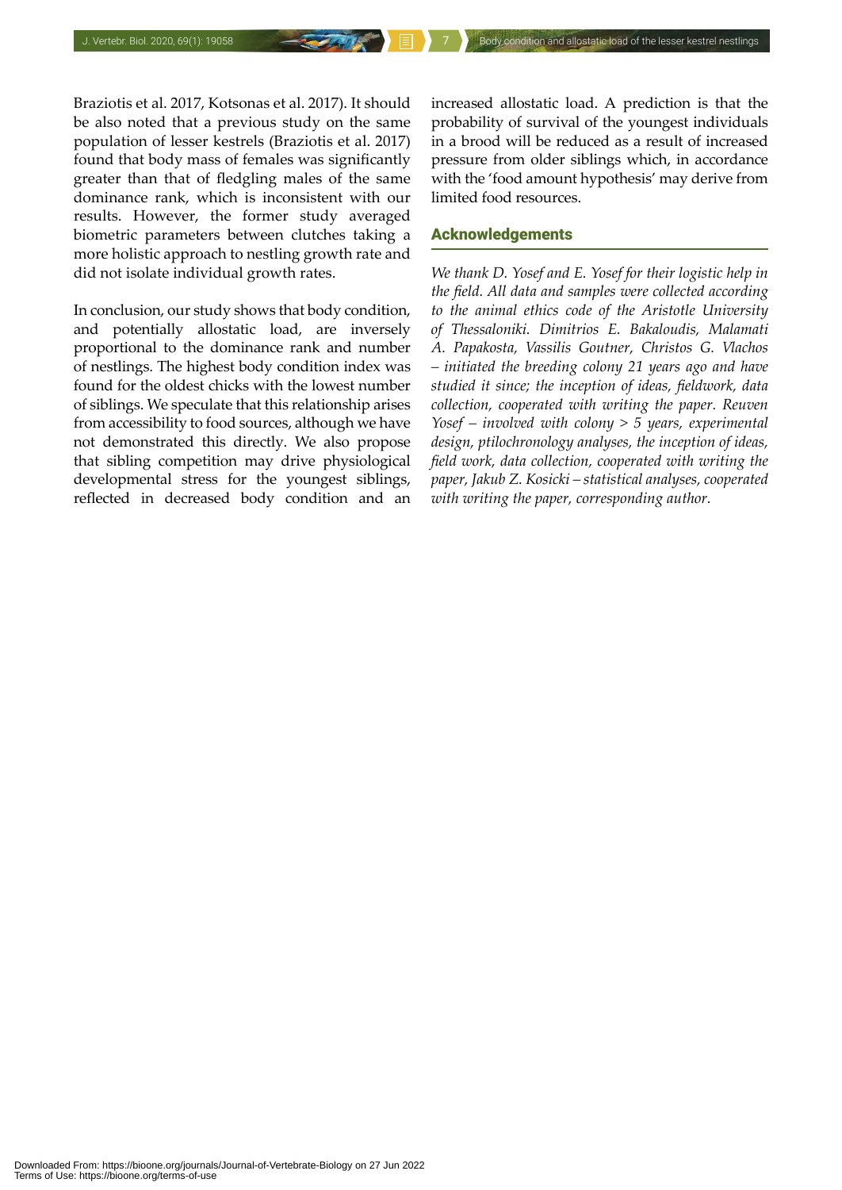Braziotis et al. 2017, Kotsonas et al. 2017). It should be also noted that a previous study on the same population of lesser kestrels (Braziotis et al. 2017) found that body mass of females was significantly greater than that of fledgling males of the same dominance rank, which is inconsistent with our results. However, the former study averaged biometric parameters between clutches taking a more holistic approach to nestling growth rate and did not isolate individual growth rates.

In conclusion, our study shows that body condition, and potentially allostatic load, are inversely proportional to the dominance rank and number of nestlings. The highest body condition index was found for the oldest chicks with the lowest number of siblings. We speculate that this relationship arises from accessibility to food sources, although we have not demonstrated this directly. We also propose that sibling competition may drive physiological developmental stress for the youngest siblings, reflected in decreased body condition and an increased allostatic load. A prediction is that the probability of survival of the youngest individuals in a brood will be reduced as a result of increased pressure from older siblings which, in accordance with the 'food amount hypothesis' may derive from limited food resources.

## Acknowledgements

*We thank D. Yosef and E. Yosef for their logistic help in the field. All data and samples were collected according to the animal ethics code of the Aristotle University of Thessaloniki. Dimitrios E. Bakaloudis, Malamati A. Papakosta, Vassilis Goutner, Christos G. Vlachos – initiated the breeding colony 21 years ago and have studied it since; the inception of ideas, fieldwork, data collection, cooperated with writing the paper. Reuven Yosef – involved with colony > 5 years, experimental design, ptilochronology analyses, the inception of ideas, field work, data collection, cooperated with writing the paper, Jakub Z. Kosicki – statistical analyses, cooperated with writing the paper, corresponding author.*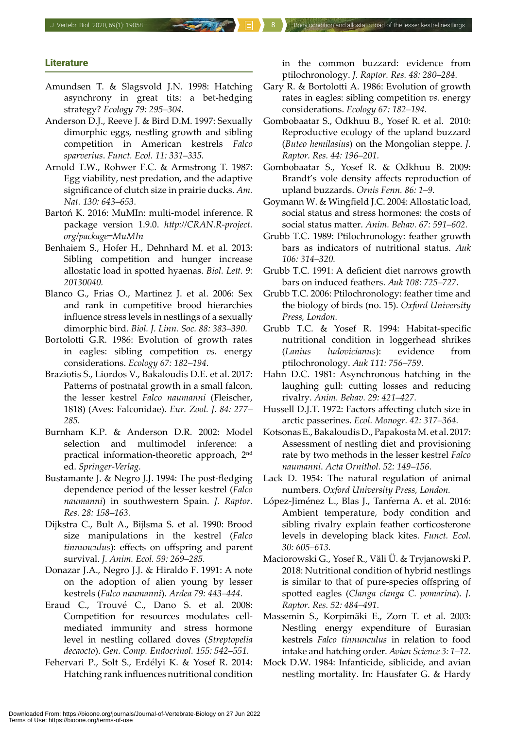## Literature

Amundsen T. & Slagsvold J.N. 1998: Hatching asynchrony in great tits: a bet-hedging strategy? *Ecology 79: 295–304.*

Anderson D.J., Reeve J. & Bird D.M. 1997: Sexually dimorphic eggs, nestling growth and sibling competition in American kestrels *Falco sparverius*. *Funct. Ecol. 11: 331–335.*

Arnold T.W., Rohwer F.C. & Armstrong T. 1987: Egg viability, nest predation, and the adaptive significance of clutch size in prairie ducks. *Am. Nat. 130: 643–653*.

Bartoń K. 2016: MuMIn: multi-model inference. R package version 1.9.0. *http://CRAN.R-project.org/package=MuMIn*

Benhaiem S., Hofer H., Dehnhard M. et al. 2013: Sibling competition and hunger increase allostatic load in spotted hyaenas. *Biol. Lett. 9: 20130040.*

Blanco G., Frias O., Martinez J. et al. 2006: Sex and rank in competitive brood hierarchies influence stress levels in nestlings of a sexually dimorphic bird. *Biol. J. Linn. Soc. 88: 383–390.*

Bortolotti G.R. 1986: Evolution of growth rates in eagles: sibling competition *vs.* energy considerations. *Ecology 67: 182–194.*

Braziotis S., Liordos V., Bakaloudis D.E. et al. 2017: Patterns of postnatal growth in a small falcon, the lesser kestrel *Falco naumanni* (Fleischer, 1818) (Aves: Falconidae). *Eur. Zool. J. 84: 277–285.*

Burnham K.P. & Anderson D.R. 2002: Model selection and multimodel inference: a practical information-theoretic approach, 2nd ed. *Springer-Verlag.*

Bustamante J. & Negro J.J. 1994: The post-fledging dependence period of the lesser kestrel (*Falco naumanni*) in southwestern Spain. *J. Raptor. Res. 28: 158–163.*

Dijkstra C., Bult A., Bijlsma S. et al. 1990: Brood size manipulations in the kestrel (*Falco tinnunculus*): effects on offspring and parent survival. *J. Anim. Ecol. 59: 269–285.*

Donazar J.A., Negro J.J. & Hiraldo F. 1991: A note on the adoption of alien young by lesser kestrels (*Falco naumanni*). *Ardea 79: 443–444.*

Eraud C., Trouvé C., Dano S. et al. 2008: Competition for resources modulates cell-mediated immunity and stress hormone level in nestling collared doves (*Streptopelia decaocto*). *Gen. Comp. Endocrinol. 155: 542–551.*

Fehervari P., Solt S., Erdélyi K. & Yosef R. 2014: Hatching rank influences nutritional condition in the common buzzard: evidence from ptilochronology. *J. Raptor. Res. 48: 280–284.*

Gary R. & Bortolotti A. 1986: Evolution of growth rates in eagles: sibling competition *vs.* energy considerations. *Ecology 67: 182–194.*

Gombobaatar S., Odkhuu B., Yosef R. et al. 2010: Reproductive ecology of the upland buzzard (*Buteo hemilasius*) on the Mongolian steppe. *J. Raptor. Res. 44: 196–201.*

Gombobaatar S., Yosef R. & Odkhuu B. 2009: Brandt's vole density affects reproduction of upland buzzards. *Ornis Fenn. 86: 1–9*.

Goymann W. & Wingfield J.C. 2004: Allostatic load, social status and stress hormones: the costs of social status matter. *Anim. Behav. 67: 591–602.*

Grubb T.C. 1989: Ptilochronology: feather growth bars as indicators of nutritional status. *Auk 106: 314–320.*

Grubb T.C. 1991: A deficient diet narrows growth bars on induced feathers. *Auk 108: 725–727.*

Grubb T.C. 2006: Ptilochronology: feather time and the biology of birds (no. 15). *Oxford University Press, London.*

Grubb T.C. & Yosef R. 1994: Habitat-specific nutritional condition in loggerhead shrikes (*Lanius ludovicianus*): evidence from ptilochronology. *Auk 111: 756–759.*

Hahn D.C. 1981: Asynchronous hatching in the laughing gull: cutting losses and reducing rivalry. *Anim. Behav. 29: 421–427.*

Hussell D.J.T. 1972: Factors affecting clutch size in arctic passerines. *Ecol. Monogr. 42: 317–364.*

Kotsonas E., Bakaloudis D., Papakosta M. et al. 2017: Assessment of nestling diet and provisioning rate by two methods in the lesser kestrel *Falco naumanni*. *Acta Ornithol. 52: 149–156.*

Lack D. 1954: The natural regulation of animal numbers. *Oxford University Press, London.*

López-Jiménez L., Blas J., Tanferna A. et al. 2016: Ambient temperature, body condition and sibling rivalry explain feather corticosterone levels in developing black kites. *Funct. Ecol. 30: 605–613.*

Maciorowski G., Yosef R., Väli Ü. & Tryjanowski P. 2018: Nutritional condition of hybrid nestlings is similar to that of pure-species offspring of spotted eagles (*Clanga clanga C. pomarina*). *J. Raptor. Res. 52: 484–491.*

Massemin S., Korpimäki E., Zorn T. et al. 2003: Nestling energy expenditure of Eurasian kestrels *Falco tinnunculus* in relation to food intake and hatching order. *Avian Science 3: 1–12.*

Mock D.W. 1984: Infanticide, siblicide, and avian nestling mortality. In: Hausfater G. & Hardy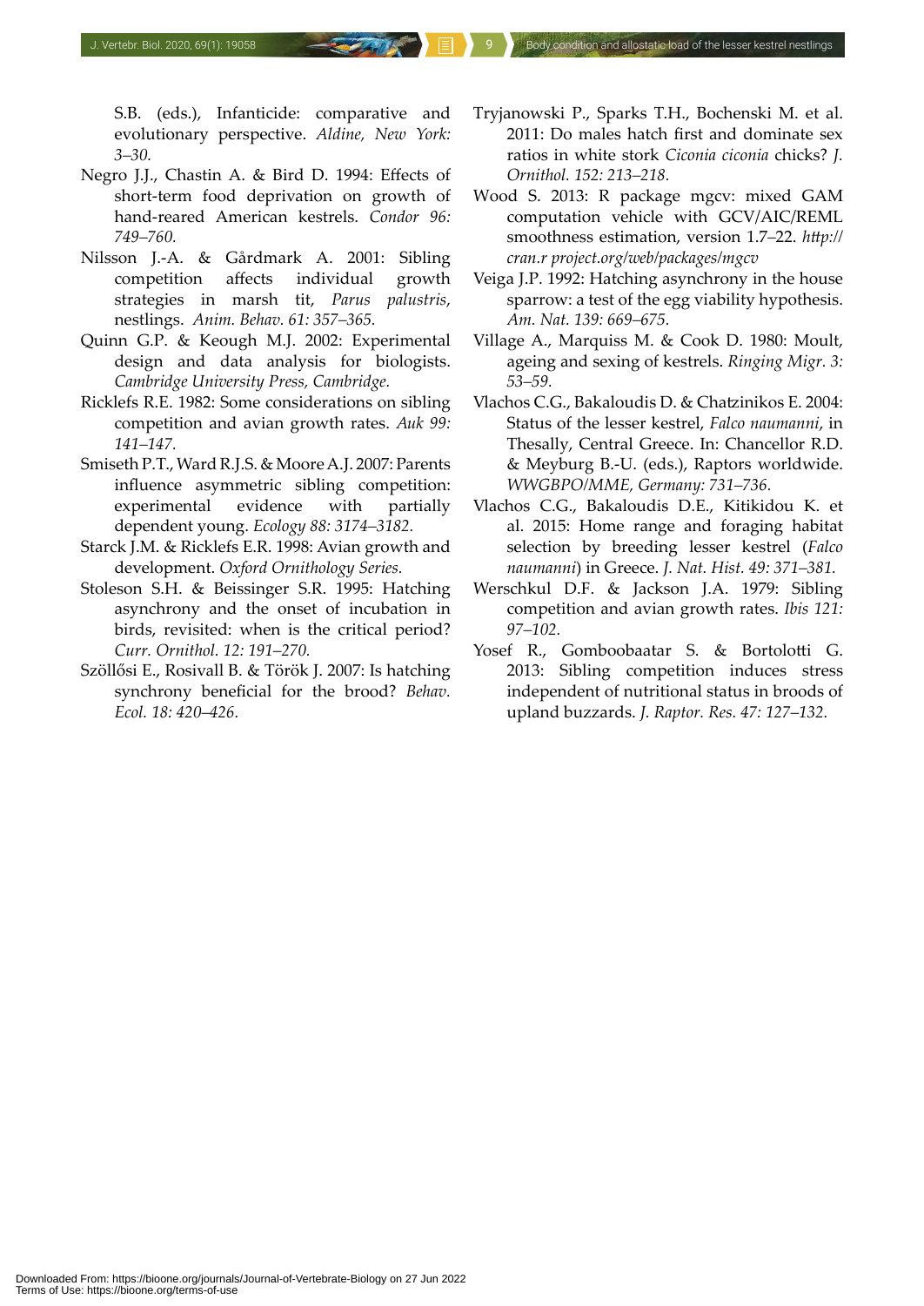S.B. (eds.), Infanticide: comparative and evolutionary perspective. *Aldine, New York: 3–30.*

Negro J.J., Chastin A. & Bird D. 1994: Effects of short-term food deprivation on growth of hand-reared American kestrels. *Condor 96: 749–760.*

Nilsson J.-A. & Gårdmark A. 2001: Sibling competition affects individual growth strategies in marsh tit, *Parus palustris*, nestlings. *Anim. Behav. 61: 357–365.*

Quinn G.P. & Keough M.J. 2002: Experimental design and data analysis for biologists. *Cambridge University Press, Cambridge.*

Ricklefs R.E. 1982: Some considerations on sibling competition and avian growth rates. *Auk 99: 141–147.*

Smiseth P.T., Ward R.J.S. & Moore A.J. 2007: Parents influence asymmetric sibling competition: experimental evidence with partially dependent young. *Ecology 88: 3174–3182.*

Starck J.M. & Ricklefs E.R. 1998: Avian growth and development. *Oxford Ornithology Series.*

Stoleson S.H. & Beissinger S.R. 1995: Hatching asynchrony and the onset of incubation in birds, revisited: when is the critical period? *Curr. Ornithol. 12: 191–270.*

Szöllősi E., Rosivall B. & Török J. 2007: Is hatching synchrony beneficial for the brood? *Behav. Ecol. 18: 420–426.*

Tryjanowski P., Sparks T.H., Bochenski M. et al. 2011: Do males hatch first and dominate sex ratios in white stork *Ciconia ciconia* chicks? *J. Ornithol. 152: 213–218.*

Wood S. 2013: R package mgcv: mixed GAM computation vehicle with GCV/AIC/REML smoothness estimation, version 1.7–22. *http://cran.r project.org/web/packages/mgcv*

Veiga J.P. 1992: Hatching asynchrony in the house sparrow: a test of the egg viability hypothesis. *Am. Nat. 139: 669–675.*

Village A., Marquiss M. & Cook D. 1980: Moult, ageing and sexing of kestrels. *Ringing Migr. 3: 53–59.*

Vlachos C.G., Bakaloudis D. & Chatzinikos E. 2004: Status of the lesser kestrel, *Falco naumanni*, in Thesally, Central Greece. In: Chancellor R.D. & Meyburg B.-U. (eds.), Raptors worldwide. *WWGBPO/MME, Germany: 731–736.*

Vlachos C.G., Bakaloudis D.E., Kitikidou K. et al. 2015: Home range and foraging habitat selection by breeding lesser kestrel (*Falco naumanni*) in Greece. *J. Nat. Hist. 49: 371–381.*

Werschkul D.F. & Jackson J.A. 1979: Sibling competition and avian growth rates. *Ibis 121: 97–102.*

Yosef R., Gomboobaatar S. & Bortolotti G. 2013: Sibling competition induces stress independent of nutritional status in broods of upland buzzards. *J. Raptor. Res. 47: 127–132.*